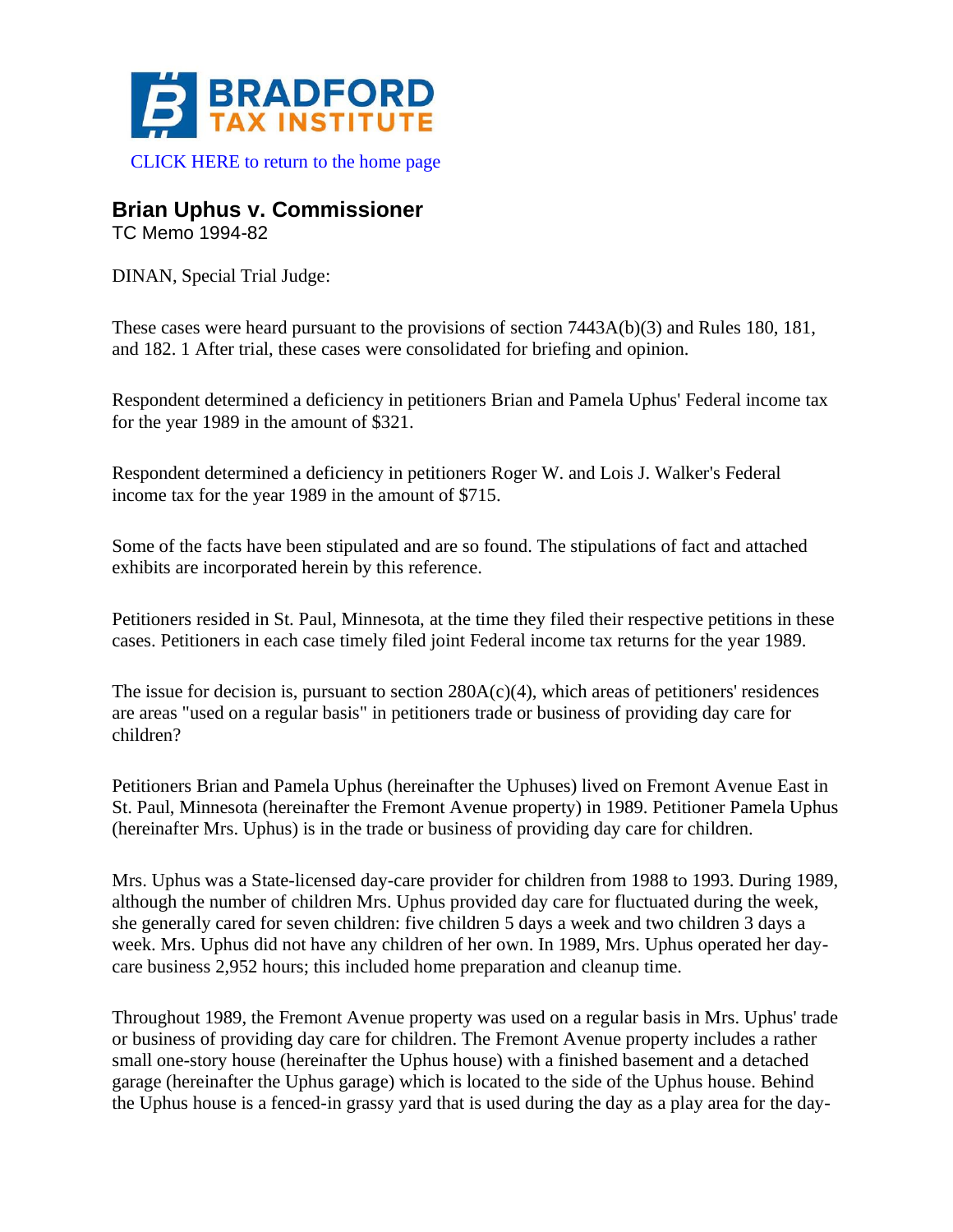BRADFORD TAX INSTITUTE

CLICK HERE to return to the home page

## Brian Uphus v. Commissioner

TC Memo 1994-82

DINAN, Special Trial Judge:

These cases were heard pursuant to the provisions of section 7443A(b)(3) and Rules 180, 181, and 182. 1 After trial, these cases were consolidated for briefing and opinion.

Respondent determined a deficiency in petitioners Brian and Pamela Uphus' Federal income tax for the year 1989 in the amount of $321.

Respondent determined a deficiency in petitioners Roger W. and Lois J. Walker's Federal income tax for the year 1989 in the amount of $715.

Some of the facts have been stipulated and are so found. The stipulations of fact and attached exhibits are incorporated herein by this reference.

Petitioners resided in St. Paul, Minnesota, at the time they filed their respective petitions in these cases. Petitioners in each case timely filed joint Federal income tax returns for the year 1989.

The issue for decision is, pursuant to section 280A(c)(4), which areas of petitioners' residences are areas "used on a regular basis" in petitioners trade or business of providing day care for children?

Petitioners Brian and Pamela Uphus (hereinafter the Uphuses) lived on Fremont Avenue East in St. Paul, Minnesota (hereinafter the Fremont Avenue property) in 1989. Petitioner Pamela Uphus (hereinafter Mrs. Uphus) is in the trade or business of providing day care for children.

Mrs. Uphus was a State-licensed day-care provider for children from 1988 to 1993. During 1989, although the number of children Mrs. Uphus provided day care for fluctuated during the week, she generally cared for seven children: five children 5 days a week and two children 3 days a week. Mrs. Uphus did not have any children of her own. In 1989, Mrs. Uphus operated her day-care business 2,952 hours; this included home preparation and cleanup time.

Throughout 1989, the Fremont Avenue property was used on a regular basis in Mrs. Uphus' trade or business of providing day care for children. The Fremont Avenue property includes a rather small one-story house (hereinafter the Uphus house) with a finished basement and a detached garage (hereinafter the Uphus garage) which is located to the side of the Uphus house. Behind the Uphus house is a fenced-in grassy yard that is used during the day as a play area for the day-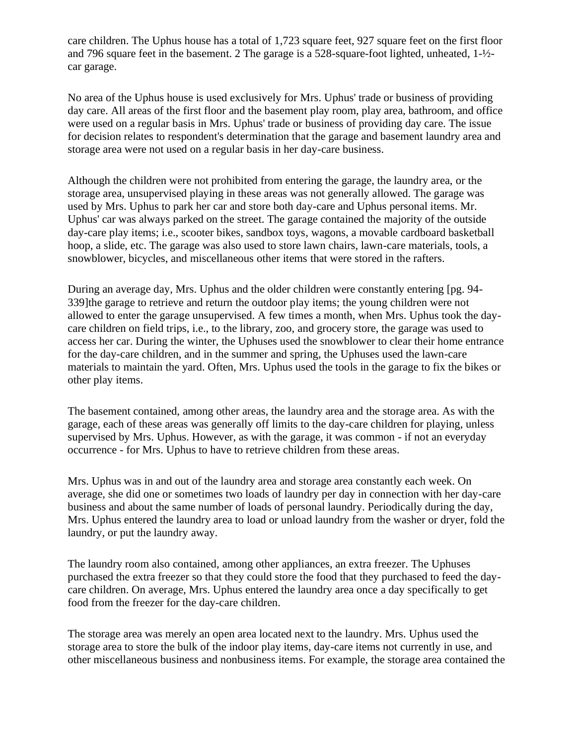care children. The Uphus house has a total of 1,723 square feet, 927 square feet on the first floor and 796 square feet in the basement. 2 The garage is a 528-square-foot lighted, unheated, 1-½-car garage.

No area of the Uphus house is used exclusively for Mrs. Uphus' trade or business of providing day care. All areas of the first floor and the basement play room, play area, bathroom, and office were used on a regular basis in Mrs. Uphus' trade or business of providing day care. The issue for decision relates to respondent's determination that the garage and basement laundry area and storage area were not used on a regular basis in her day-care business.

Although the children were not prohibited from entering the garage, the laundry area, or the storage area, unsupervised playing in these areas was not generally allowed. The garage was used by Mrs. Uphus to park her car and store both day-care and Uphus personal items. Mr. Uphus' car was always parked on the street. The garage contained the majority of the outside day-care play items; i.e., scooter bikes, sandbox toys, wagons, a movable cardboard basketball hoop, a slide, etc. The garage was also used to store lawn chairs, lawn-care materials, tools, a snowblower, bicycles, and miscellaneous other items that were stored in the rafters.

During an average day, Mrs. Uphus and the older children were constantly entering [pg. 94-339]the garage to retrieve and return the outdoor play items; the young children were not allowed to enter the garage unsupervised. A few times a month, when Mrs. Uphus took the day-care children on field trips, i.e., to the library, zoo, and grocery store, the garage was used to access her car. During the winter, the Uphuses used the snowblower to clear their home entrance for the day-care children, and in the summer and spring, the Uphuses used the lawn-care materials to maintain the yard. Often, Mrs. Uphus used the tools in the garage to fix the bikes or other play items.

The basement contained, among other areas, the laundry area and the storage area. As with the garage, each of these areas was generally off limits to the day-care children for playing, unless supervised by Mrs. Uphus. However, as with the garage, it was common - if not an everyday occurrence - for Mrs. Uphus to have to retrieve children from these areas.

Mrs. Uphus was in and out of the laundry area and storage area constantly each week. On average, she did one or sometimes two loads of laundry per day in connection with her day-care business and about the same number of loads of personal laundry. Periodically during the day, Mrs. Uphus entered the laundry area to load or unload laundry from the washer or dryer, fold the laundry, or put the laundry away.

The laundry room also contained, among other appliances, an extra freezer. The Uphuses purchased the extra freezer so that they could store the food that they purchased to feed the day-care children. On average, Mrs. Uphus entered the laundry area once a day specifically to get food from the freezer for the day-care children.

The storage area was merely an open area located next to the laundry. Mrs. Uphus used the storage area to store the bulk of the indoor play items, day-care items not currently in use, and other miscellaneous business and nonbusiness items. For example, the storage area contained the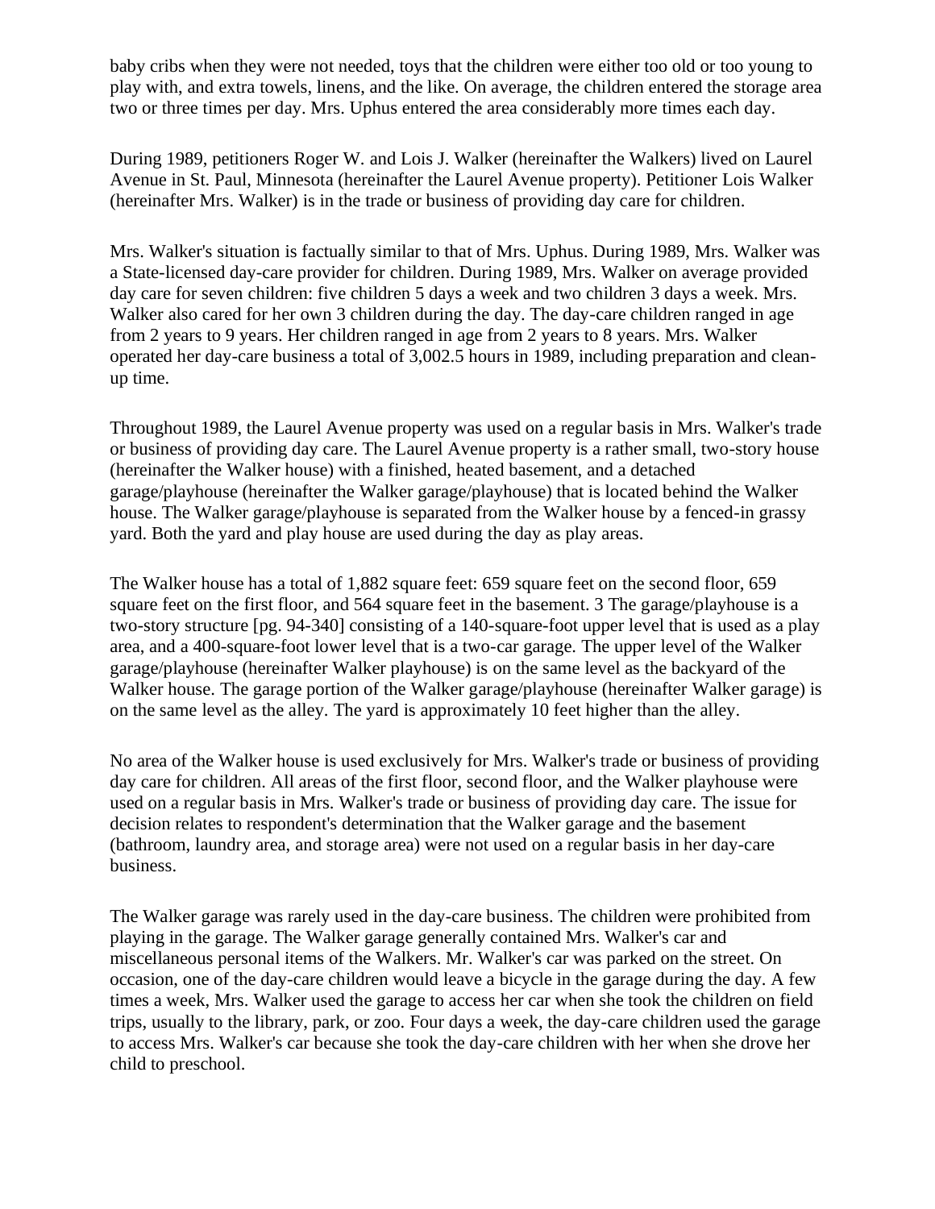baby cribs when they were not needed, toys that the children were either too old or too young to play with, and extra towels, linens, and the like. On average, the children entered the storage area two or three times per day. Mrs. Uphus entered the area considerably more times each day.

During 1989, petitioners Roger W. and Lois J. Walker (hereinafter the Walkers) lived on Laurel Avenue in St. Paul, Minnesota (hereinafter the Laurel Avenue property). Petitioner Lois Walker (hereinafter Mrs. Walker) is in the trade or business of providing day care for children.

Mrs. Walker's situation is factually similar to that of Mrs. Uphus. During 1989, Mrs. Walker was a State-licensed day-care provider for children. During 1989, Mrs. Walker on average provided day care for seven children: five children 5 days a week and two children 3 days a week. Mrs. Walker also cared for her own 3 children during the day. The day-care children ranged in age from 2 years to 9 years. Her children ranged in age from 2 years to 8 years. Mrs. Walker operated her day-care business a total of 3,002.5 hours in 1989, including preparation and clean-up time.

Throughout 1989, the Laurel Avenue property was used on a regular basis in Mrs. Walker's trade or business of providing day care. The Laurel Avenue property is a rather small, two-story house (hereinafter the Walker house) with a finished, heated basement, and a detached garage/playhouse (hereinafter the Walker garage/playhouse) that is located behind the Walker house. The Walker garage/playhouse is separated from the Walker house by a fenced-in grassy yard. Both the yard and play house are used during the day as play areas.

The Walker house has a total of 1,882 square feet: 659 square feet on the second floor, 659 square feet on the first floor, and 564 square feet in the basement. 3 The garage/playhouse is a two-story structure [pg. 94-340] consisting of a 140-square-foot upper level that is used as a play area, and a 400-square-foot lower level that is a two-car garage. The upper level of the Walker garage/playhouse (hereinafter Walker playhouse) is on the same level as the backyard of the Walker house. The garage portion of the Walker garage/playhouse (hereinafter Walker garage) is on the same level as the alley. The yard is approximately 10 feet higher than the alley.

No area of the Walker house is used exclusively for Mrs. Walker's trade or business of providing day care for children. All areas of the first floor, second floor, and the Walker playhouse were used on a regular basis in Mrs. Walker's trade or business of providing day care. The issue for decision relates to respondent's determination that the Walker garage and the basement (bathroom, laundry area, and storage area) were not used on a regular basis in her day-care business.

The Walker garage was rarely used in the day-care business. The children were prohibited from playing in the garage. The Walker garage generally contained Mrs. Walker's car and miscellaneous personal items of the Walkers. Mr. Walker's car was parked on the street. On occasion, one of the day-care children would leave a bicycle in the garage during the day. A few times a week, Mrs. Walker used the garage to access her car when she took the children on field trips, usually to the library, park, or zoo. Four days a week, the day-care children used the garage to access Mrs. Walker's car because she took the day-care children with her when she drove her child to preschool.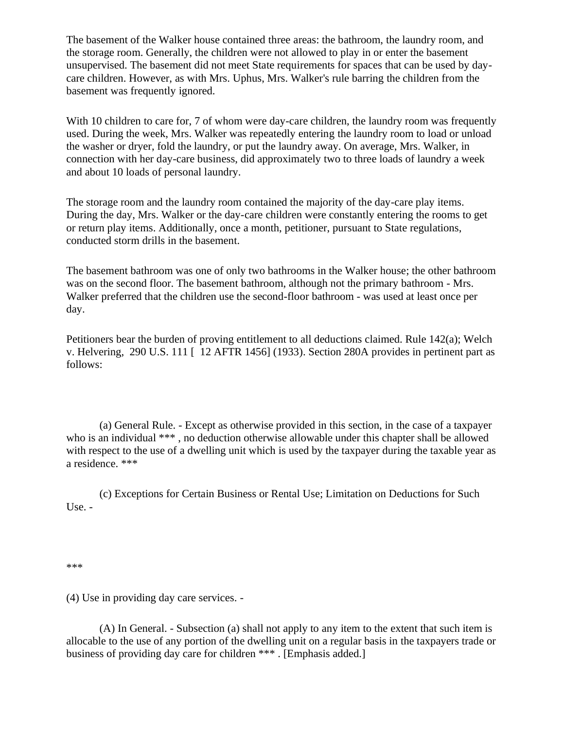The basement of the Walker house contained three areas: the bathroom, the laundry room, and the storage room. Generally, the children were not allowed to play in or enter the basement unsupervised. The basement did not meet State requirements for spaces that can be used by day-care children. However, as with Mrs. Uphus, Mrs. Walker's rule barring the children from the basement was frequently ignored.

With 10 children to care for, 7 of whom were day-care children, the laundry room was frequently used. During the week, Mrs. Walker was repeatedly entering the laundry room to load or unload the washer or dryer, fold the laundry, or put the laundry away. On average, Mrs. Walker, in connection with her day-care business, did approximately two to three loads of laundry a week and about 10 loads of personal laundry.

The storage room and the laundry room contained the majority of the day-care play items. During the day, Mrs. Walker or the day-care children were constantly entering the rooms to get or return play items. Additionally, once a month, petitioner, pursuant to State regulations, conducted storm drills in the basement.

The basement bathroom was one of only two bathrooms in the Walker house; the other bathroom was on the second floor. The basement bathroom, although not the primary bathroom - Mrs. Walker preferred that the children use the second-floor bathroom - was used at least once per day.

Petitioners bear the burden of proving entitlement to all deductions claimed. Rule 142(a); Welch v. Helvering, 290 U.S. 111 [ 12 AFTR 1456] (1933). Section 280A provides in pertinent part as follows:

(a) General Rule. - Except as otherwise provided in this section, in the case of a taxpayer who is an individual *** , no deduction otherwise allowable under this chapter shall be allowed with respect to the use of a dwelling unit which is used by the taxpayer during the taxable year as a residence. ***

(c) Exceptions for Certain Business or Rental Use; Limitation on Deductions for Such Use. -

***

(4) Use in providing day care services. -

(A) In General. - Subsection (a) shall not apply to any item to the extent that such item is allocable to the use of any portion of the dwelling unit on a regular basis in the taxpayers trade or business of providing day care for children *** . [Emphasis added.]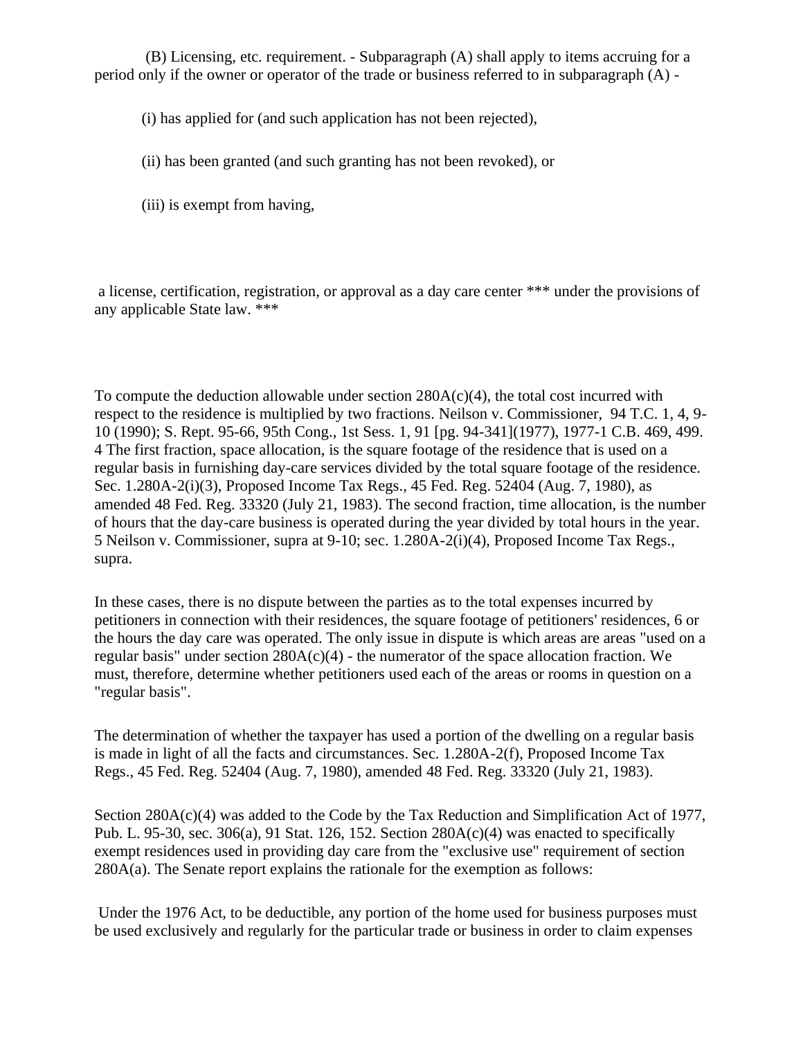(B) Licensing, etc. requirement. - Subparagraph (A) shall apply to items accruing for a period only if the owner or operator of the trade or business referred to in subparagraph (A) -

(i) has applied for (and such application has not been rejected),

(ii) has been granted (and such granting has not been revoked), or

(iii) is exempt from having,

a license, certification, registration, or approval as a day care center *** under the provisions of any applicable State law. ***

To compute the deduction allowable under section 280A(c)(4), the total cost incurred with respect to the residence is multiplied by two fractions. Neilson v. Commissioner, 94 T.C. 1, 4, 9-10 (1990); S. Rept. 95-66, 95th Cong., 1st Sess. 1, 91 [pg. 94-341](1977), 1977-1 C.B. 469, 499. 4 The first fraction, space allocation, is the square footage of the residence that is used on a regular basis in furnishing day-care services divided by the total square footage of the residence. Sec. 1.280A-2(i)(3), Proposed Income Tax Regs., 45 Fed. Reg. 52404 (Aug. 7, 1980), as amended 48 Fed. Reg. 33320 (July 21, 1983). The second fraction, time allocation, is the number of hours that the day-care business is operated during the year divided by total hours in the year. 5 Neilson v. Commissioner, supra at 9-10; sec. 1.280A-2(i)(4), Proposed Income Tax Regs., supra.

In these cases, there is no dispute between the parties as to the total expenses incurred by petitioners in connection with their residences, the square footage of petitioners' residences, 6 or the hours the day care was operated. The only issue in dispute is which areas are areas "used on a regular basis" under section 280A(c)(4) - the numerator of the space allocation fraction. We must, therefore, determine whether petitioners used each of the areas or rooms in question on a "regular basis".

The determination of whether the taxpayer has used a portion of the dwelling on a regular basis is made in light of all the facts and circumstances. Sec. 1.280A-2(f), Proposed Income Tax Regs., 45 Fed. Reg. 52404 (Aug. 7, 1980), amended 48 Fed. Reg. 33320 (July 21, 1983).

Section 280A(c)(4) was added to the Code by the Tax Reduction and Simplification Act of 1977, Pub. L. 95-30, sec. 306(a), 91 Stat. 126, 152. Section 280A(c)(4) was enacted to specifically exempt residences used in providing day care from the "exclusive use" requirement of section 280A(a). The Senate report explains the rationale for the exemption as follows:

Under the 1976 Act, to be deductible, any portion of the home used for business purposes must be used exclusively and regularly for the particular trade or business in order to claim expenses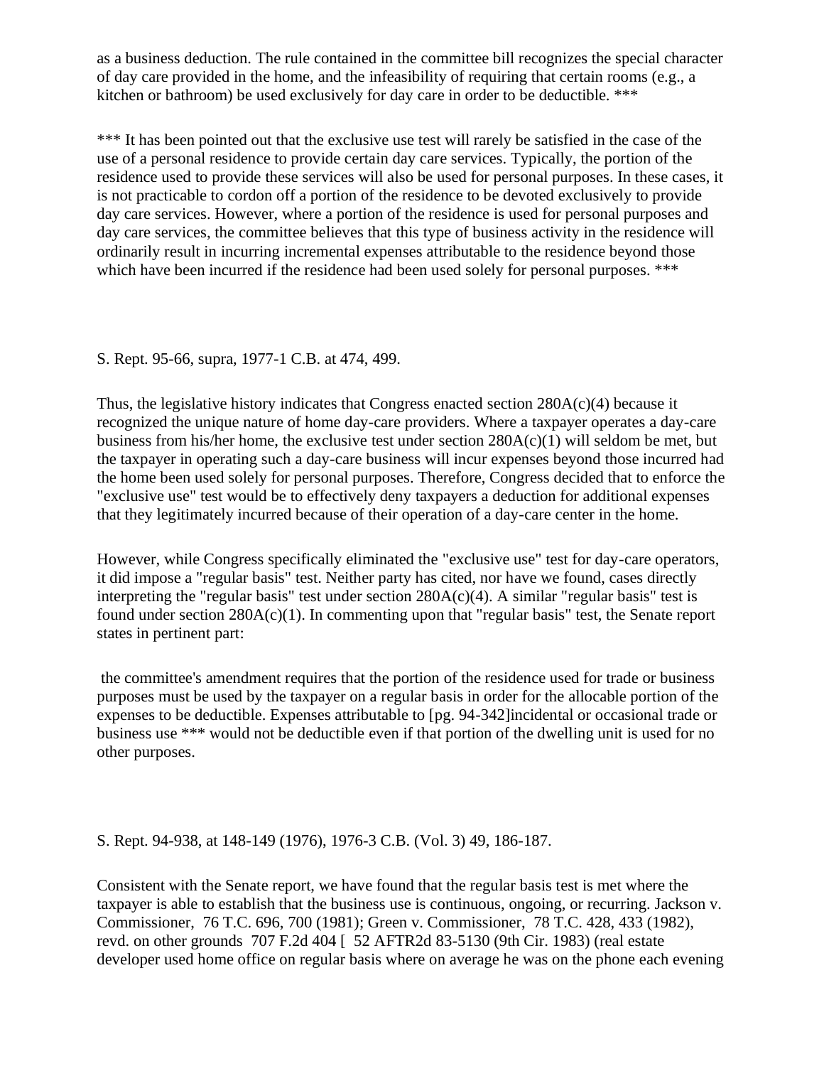as a business deduction. The rule contained in the committee bill recognizes the special character of day care provided in the home, and the infeasibility of requiring that certain rooms (e.g., a kitchen or bathroom) be used exclusively for day care in order to be deductible. ***

*** It has been pointed out that the exclusive use test will rarely be satisfied in the case of the use of a personal residence to provide certain day care services. Typically, the portion of the residence used to provide these services will also be used for personal purposes. In these cases, it is not practicable to cordon off a portion of the residence to be devoted exclusively to provide day care services. However, where a portion of the residence is used for personal purposes and day care services, the committee believes that this type of business activity in the residence will ordinarily result in incurring incremental expenses attributable to the residence beyond those which have been incurred if the residence had been used solely for personal purposes. ***

S. Rept. 95-66, supra, 1977-1 C.B. at 474, 499.

Thus, the legislative history indicates that Congress enacted section 280A(c)(4) because it recognized the unique nature of home day-care providers. Where a taxpayer operates a day-care business from his/her home, the exclusive test under section 280A(c)(1) will seldom be met, but the taxpayer in operating such a day-care business will incur expenses beyond those incurred had the home been used solely for personal purposes. Therefore, Congress decided that to enforce the "exclusive use" test would be to effectively deny taxpayers a deduction for additional expenses that they legitimately incurred because of their operation of a day-care center in the home.

However, while Congress specifically eliminated the "exclusive use" test for day-care operators, it did impose a "regular basis" test. Neither party has cited, nor have we found, cases directly interpreting the "regular basis" test under section 280A(c)(4). A similar "regular basis" test is found under section 280A(c)(1). In commenting upon that "regular basis" test, the Senate report states in pertinent part:

the committee's amendment requires that the portion of the residence used for trade or business purposes must be used by the taxpayer on a regular basis in order for the allocable portion of the expenses to be deductible. Expenses attributable to [pg. 94-342]incidental or occasional trade or business use *** would not be deductible even if that portion of the dwelling unit is used for no other purposes.

S. Rept. 94-938, at 148-149 (1976), 1976-3 C.B. (Vol. 3) 49, 186-187.

Consistent with the Senate report, we have found that the regular basis test is met where the taxpayer is able to establish that the business use is continuous, ongoing, or recurring. Jackson v. Commissioner, 76 T.C. 696, 700 (1981); Green v. Commissioner, 78 T.C. 428, 433 (1982), revd. on other grounds 707 F.2d 404 [ 52 AFTR2d 83-5130 (9th Cir. 1983) (real estate developer used home office on regular basis where on average he was on the phone each evening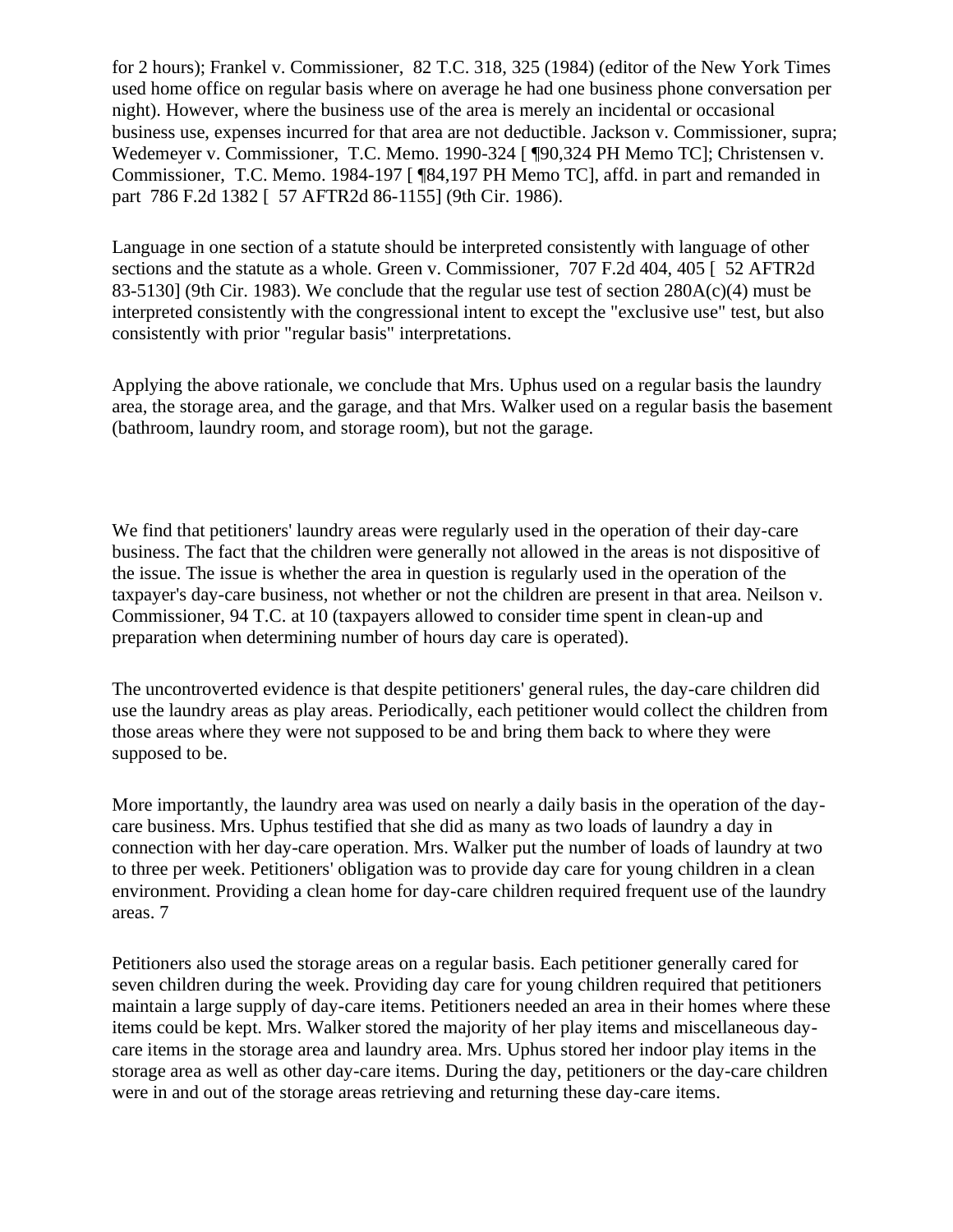for 2 hours); Frankel v. Commissioner, 82 T.C. 318, 325 (1984) (editor of the New York Times used home office on regular basis where on average he had one business phone conversation per night). However, where the business use of the area is merely an incidental or occasional business use, expenses incurred for that area are not deductible. Jackson v. Commissioner, supra; Wedemeyer v. Commissioner, T.C. Memo. 1990-324 [ ¶90,324 PH Memo TC]; Christensen v. Commissioner, T.C. Memo. 1984-197 [ ¶84,197 PH Memo TC], affd. in part and remanded in part 786 F.2d 1382 [ 57 AFTR2d 86-1155] (9th Cir. 1986).

Language in one section of a statute should be interpreted consistently with language of other sections and the statute as a whole. Green v. Commissioner, 707 F.2d 404, 405 [ 52 AFTR2d 83-5130] (9th Cir. 1983). We conclude that the regular use test of section 280A(c)(4) must be interpreted consistently with the congressional intent to except the "exclusive use" test, but also consistently with prior "regular basis" interpretations.

Applying the above rationale, we conclude that Mrs. Uphus used on a regular basis the laundry area, the storage area, and the garage, and that Mrs. Walker used on a regular basis the basement (bathroom, laundry room, and storage room), but not the garage.

We find that petitioners' laundry areas were regularly used in the operation of their day-care business. The fact that the children were generally not allowed in the areas is not dispositive of the issue. The issue is whether the area in question is regularly used in the operation of the taxpayer's day-care business, not whether or not the children are present in that area. Neilson v. Commissioner, 94 T.C. at 10 (taxpayers allowed to consider time spent in clean-up and preparation when determining number of hours day care is operated).

The uncontroverted evidence is that despite petitioners' general rules, the day-care children did use the laundry areas as play areas. Periodically, each petitioner would collect the children from those areas where they were not supposed to be and bring them back to where they were supposed to be.

More importantly, the laundry area was used on nearly a daily basis in the operation of the day-care business. Mrs. Uphus testified that she did as many as two loads of laundry a day in connection with her day-care operation. Mrs. Walker put the number of loads of laundry at two to three per week. Petitioners' obligation was to provide day care for young children in a clean environment. Providing a clean home for day-care children required frequent use of the laundry areas. 7

Petitioners also used the storage areas on a regular basis. Each petitioner generally cared for seven children during the week. Providing day care for young children required that petitioners maintain a large supply of day-care items. Petitioners needed an area in their homes where these items could be kept. Mrs. Walker stored the majority of her play items and miscellaneous day-care items in the storage area and laundry area. Mrs. Uphus stored her indoor play items in the storage area as well as other day-care items. During the day, petitioners or the day-care children were in and out of the storage areas retrieving and returning these day-care items.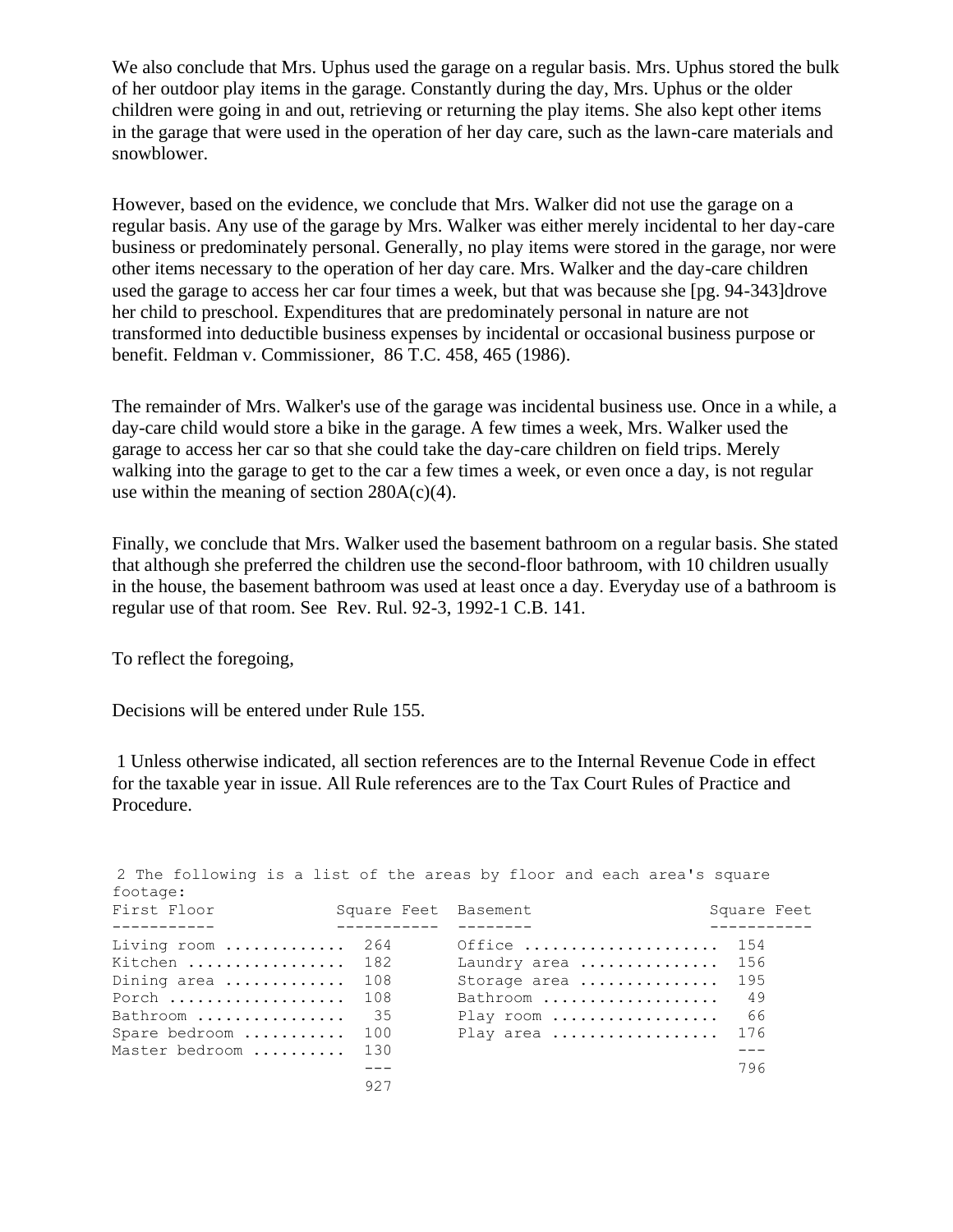We also conclude that Mrs. Uphus used the garage on a regular basis. Mrs. Uphus stored the bulk of her outdoor play items in the garage. Constantly during the day, Mrs. Uphus or the older children were going in and out, retrieving or returning the play items. She also kept other items in the garage that were used in the operation of her day care, such as the lawn-care materials and snowblower.

However, based on the evidence, we conclude that Mrs. Walker did not use the garage on a regular basis. Any use of the garage by Mrs. Walker was either merely incidental to her day-care business or predominately personal. Generally, no play items were stored in the garage, nor were other items necessary to the operation of her day care. Mrs. Walker and the day-care children used the garage to access her car four times a week, but that was because she [pg. 94-343]drove her child to preschool. Expenditures that are predominately personal in nature are not transformed into deductible business expenses by incidental or occasional business purpose or benefit. Feldman v. Commissioner, 86 T.C. 458, 465 (1986).

The remainder of Mrs. Walker's use of the garage was incidental business use. Once in a while, a day-care child would store a bike in the garage. A few times a week, Mrs. Walker used the garage to access her car so that she could take the day-care children on field trips. Merely walking into the garage to get to the car a few times a week, or even once a day, is not regular use within the meaning of section 280A(c)(4).

Finally, we conclude that Mrs. Walker used the basement bathroom on a regular basis. She stated that although she preferred the children use the second-floor bathroom, with 10 children usually in the house, the basement bathroom was used at least once a day. Everyday use of a bathroom is regular use of that room. See Rev. Rul. 92-3, 1992-1 C.B. 141.

To reflect the foregoing,

Decisions will be entered under Rule 155.

1 Unless otherwise indicated, all section references are to the Internal Revenue Code in effect for the taxable year in issue. All Rule references are to the Tax Court Rules of Practice and Procedure.

2 The following is a list of the areas by floor and each area's square footage:

| First Floor | Square Feet | Basement | Square Feet |
|---|---|---|---|
| Living room | 264 | Office | 154 |
| Kitchen | 182 | Laundry area | 156 |
| Dining area | 108 | Storage area | 195 |
| Porch | 108 | Bathroom | 49 |
| Bathroom | 35 | Play room | 66 |
| Spare bedroom | 100 | Play area | 176 |
| Master bedroom | 130 | | --- |
| | --- | | 796 |
| | 927 | | |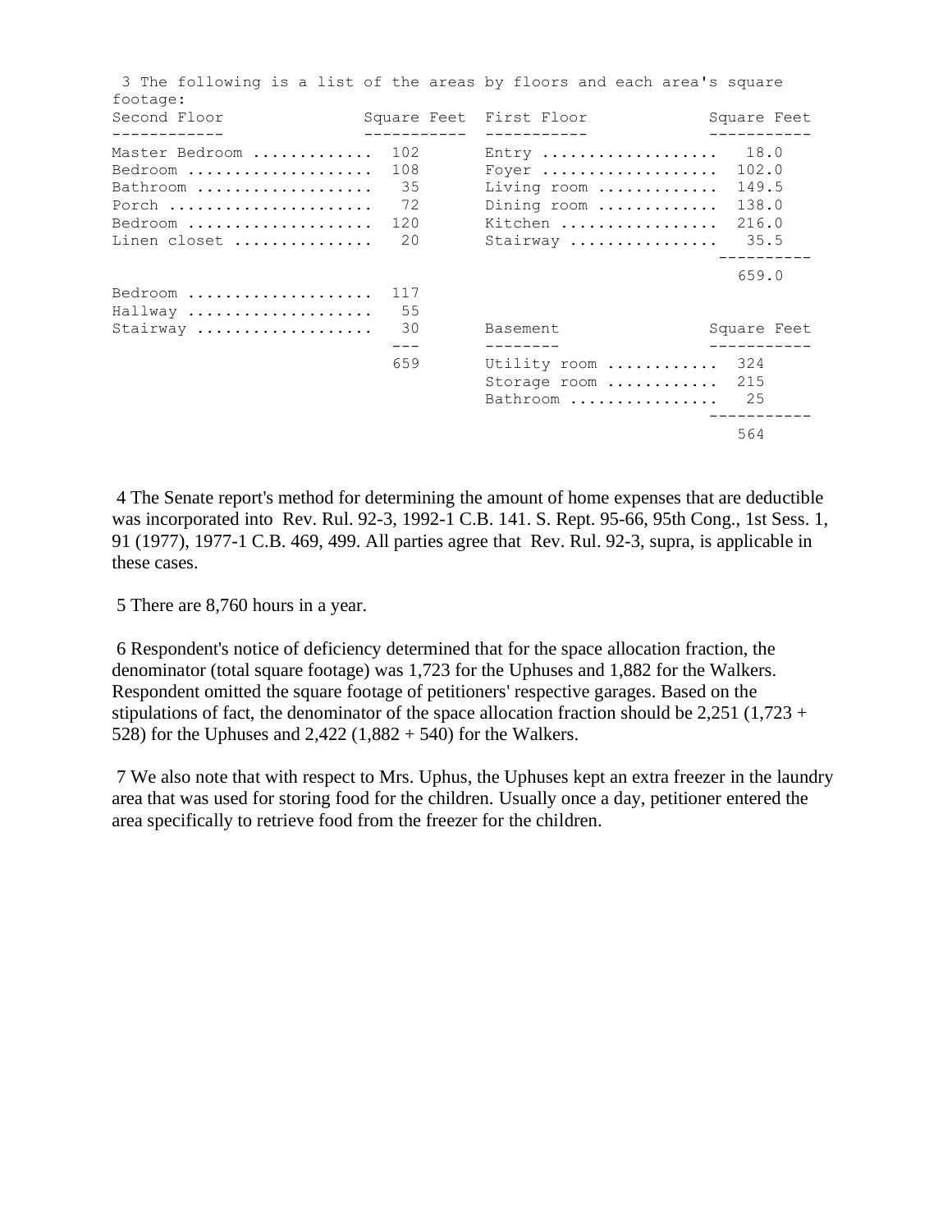3 The following is a list of the areas by floors and each area's square footage:

| Second Floor | Square Feet | First Floor | Square Feet |
| --- | --- | --- | --- |
| Master Bedroom | 102 | Entry | 18.0 |
| Bedroom | 108 | Foyer | 102.0 |
| Bathroom | 35 | Living room | 149.5 |
| Porch | 72 | Dining room | 138.0 |
| Bedroom | 120 | Kitchen | 216.0 |
| Linen closet | 20 | Stairway | 35.5 |
| | | | 659.0 |
| Bedroom | 117 | | |
| Hallway | 55 | | |
| Stairway | 30 | **Basement** | **Square Feet** |
| | 659 | Utility room | 324 |
| | | Storage room | 215 |
| | | Bathroom | 25 |
| | | | 564 |

4 The Senate report's method for determining the amount of home expenses that are deductible was incorporated into Rev. Rul. 92-3, 1992-1 C.B. 141. S. Rept. 95-66, 95th Cong., 1st Sess. 1, 91 (1977), 1977-1 C.B. 469, 499. All parties agree that Rev. Rul. 92-3, supra, is applicable in these cases.

5 There are 8,760 hours in a year.

6 Respondent's notice of deficiency determined that for the space allocation fraction, the denominator (total square footage) was 1,723 for the Uphuses and 1,882 for the Walkers. Respondent omitted the square footage of petitioners' respective garages. Based on the stipulations of fact, the denominator of the space allocation fraction should be 2,251 (1,723 + 528) for the Uphuses and 2,422 (1,882 + 540) for the Walkers.

7 We also note that with respect to Mrs. Uphus, the Uphuses kept an extra freezer in the laundry area that was used for storing food for the children. Usually once a day, petitioner entered the area specifically to retrieve food from the freezer for the children.